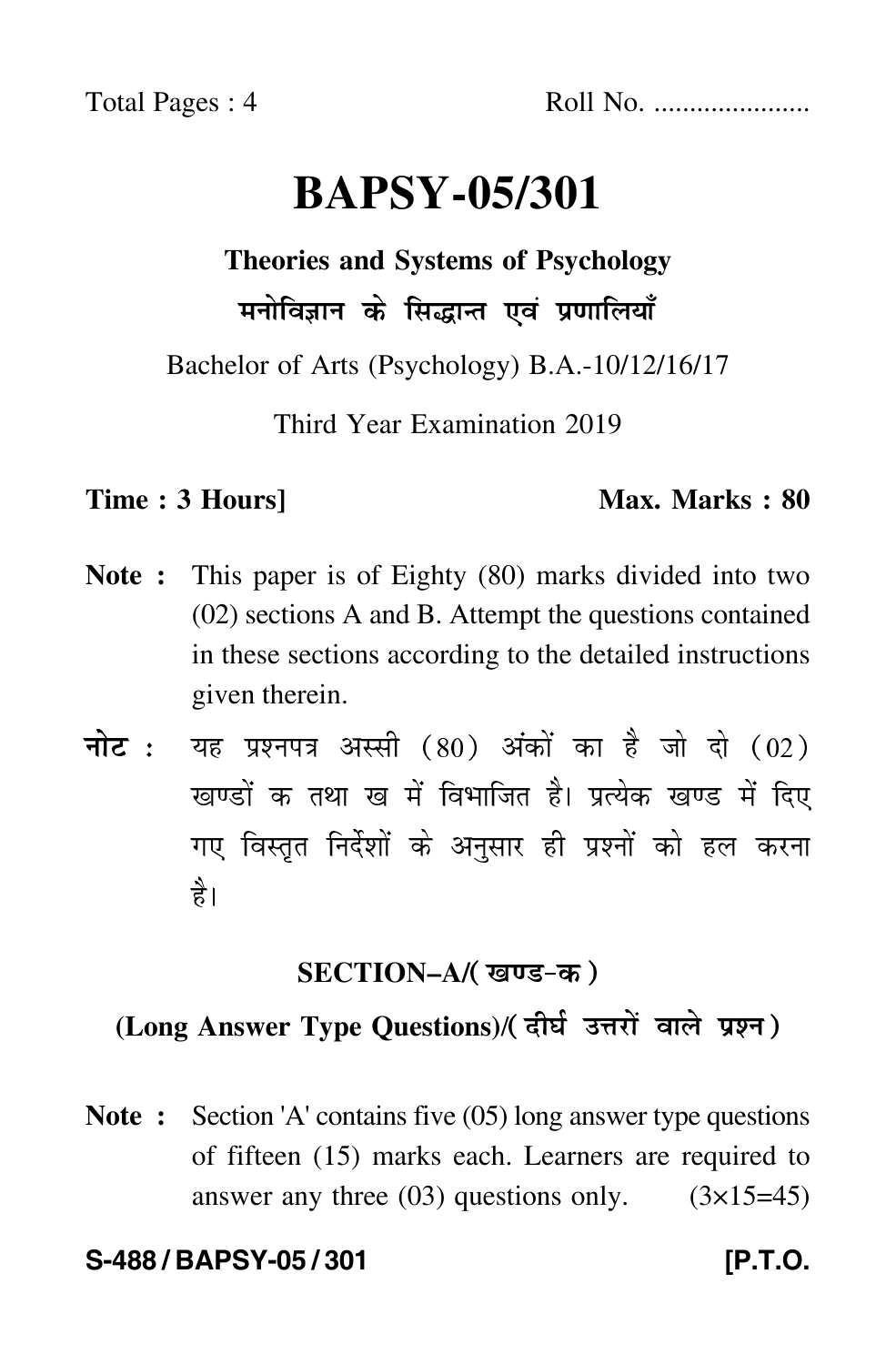Total Pages : 4 Roll No. .....................

# BAPSY-05/301

## Theories and Systems of Psychology

## मनोविज्ञान के सिद्धान्त एवं प्रणालियाँ

Bachelor of Arts (Psychology) B.A.-10/12/16/17

Third Year Examination 2019

**Time : 3 Hours]** **Max. Marks : 80**

**Note :** This paper is of Eighty (80) marks divided into two (02) sections A and B. Attempt the questions contained in these sections according to the detailed instructions given therein.

**नोट :** यह प्रश्नपत्र अस्सी (80) अंकों का है जो दो (02) खण्डों क तथा ख में विभाजित है। प्रत्येक खण्ड में दिए गए विस्तृत निर्देशों के अनुसार ही प्रश्नों को हल करना है।

### SECTION–A/(खण्ड-क)

### (Long Answer Type Questions)/(दीर्घ उत्तरों वाले प्रश्न)

**Note :** Section 'A' contains five (05) long answer type questions of fifteen (15) marks each. Learners are required to answer any three (03) questions only. (3×15=45)

**S-488 / BAPSY-05 / 301** **[P.T.O.**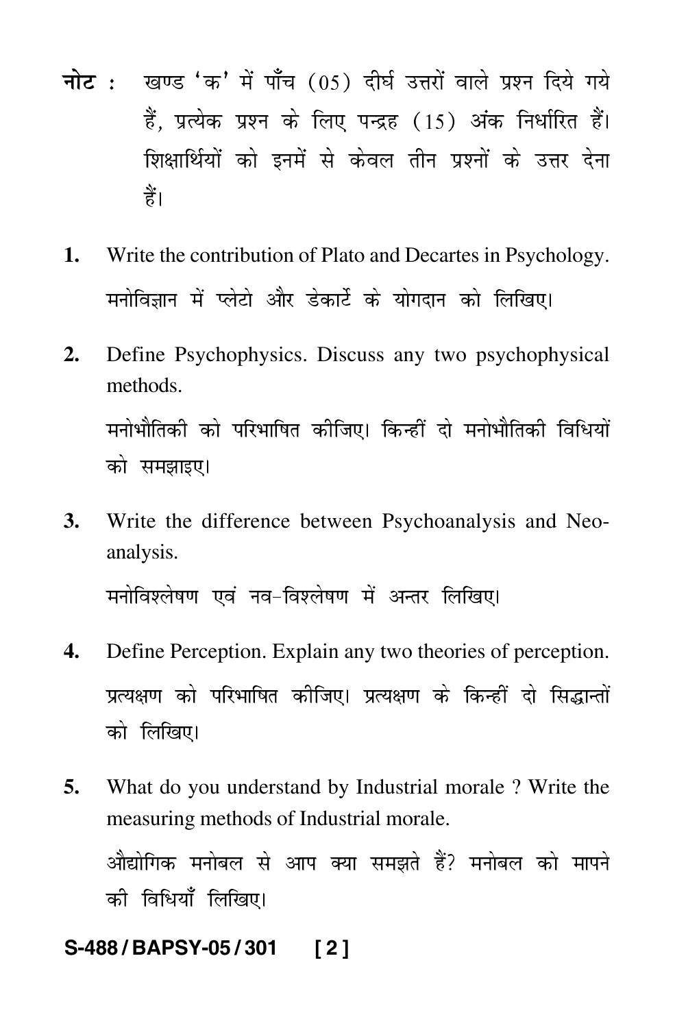**नोट :** खण्ड 'क' में पाँच (05) दीर्घ उत्तरों वाले प्रश्न दिये गये हैं, प्रत्येक प्रश्न के लिए पन्द्रह (15) अंक निर्धारित हैं। शिक्षार्थियों को इनमें से केवल तीन प्रश्नों के उत्तर देना हैं।

**1.** Write the contribution of Plato and Decartes in Psychology.

मनोविज्ञान में प्लेटो और डेकार्टे के योगदान को लिखिए।

**2.** Define Psychophysics. Discuss any two psychophysical methods.

मनोभौतिकी को परिभाषित कीजिए। किन्हीं दो मनोभौतिकी विधियों को समझाइए।

**3.** Write the difference between Psychoanalysis and Neo-analysis.

मनोविश्लेषण एवं नव-विश्लेषण में अन्तर लिखिए।

**4.** Define Perception. Explain any two theories of perception.

प्रत्यक्षण को परिभाषित कीजिए। प्रत्यक्षण के किन्हीं दो सिद्धान्तों को लिखिए।

**5.** What do you understand by Industrial morale ? Write the measuring methods of Industrial morale.

औद्योगिक मनोबल से आप क्या समझते हैं? मनोबल को मापने की विधियाँ लिखिए।

**S-488 / BAPSY-05 / 301**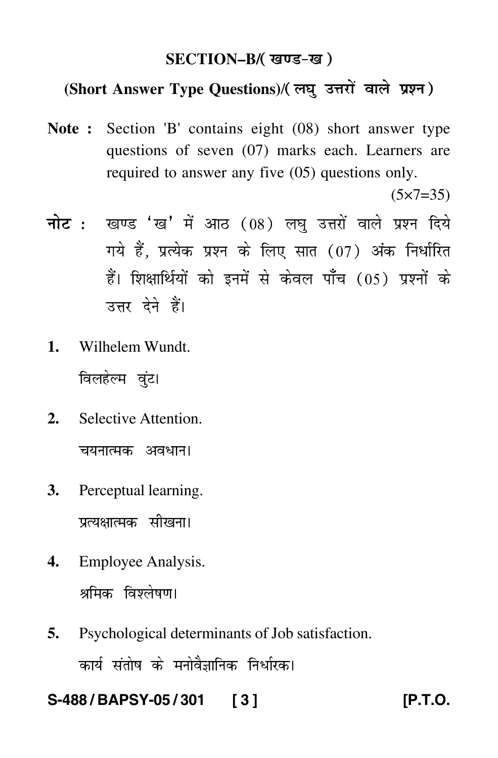## SECTION–B/( खण्ड-ख )

### (Short Answer Type Questions)/( लघु उत्तरों वाले प्रश्न )

**Note :** Section 'B' contains eight (08) short answer type questions of seven (07) marks each. Learners are required to answer any five (05) questions only.

(5×7=35)

**नोट :** खण्ड 'ख' में आठ (08) लघु उत्तरों वाले प्रश्न दिये गये हैं, प्रत्येक प्रश्न के लिए सात (07) अंक निर्धारित हैं। शिक्षार्थियों को इनमें से केवल पाँच (05) प्रश्नों के उत्तर देने हैं।

**1.** Wilhelem Wundt.

विलहेल्म वुंट।

**2.** Selective Attention.

चयनात्मक अवधान।

**3.** Perceptual learning.

प्रत्यक्षात्मक सीखना।

**4.** Employee Analysis.

श्रमिक विश्लेषण।

**5.** Psychological determinants of Job satisfaction.

कार्य संतोष के मनोवैज्ञानिक निर्धारक।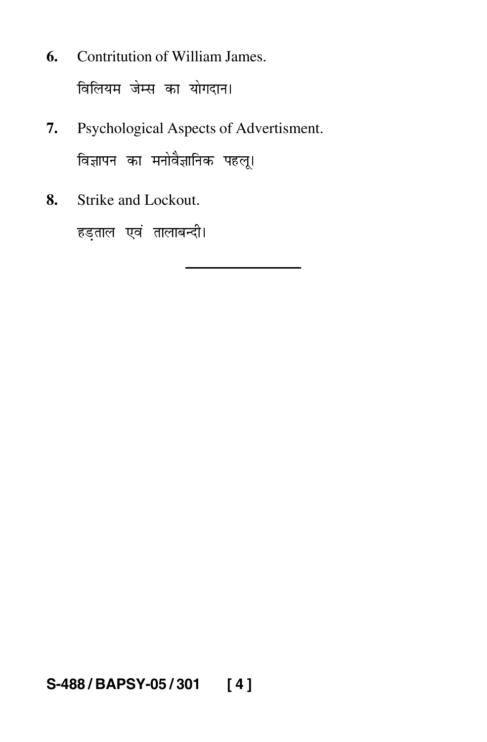6. Contritution of William James.

   विलियम जेम्स का योगदान।

7. Psychological Aspects of Advertisment.

   विज्ञापन का मनोवैज्ञानिक पहलू।

8. Strike and Lockout.

   हड़ताल एवं तालाबन्दी।

---